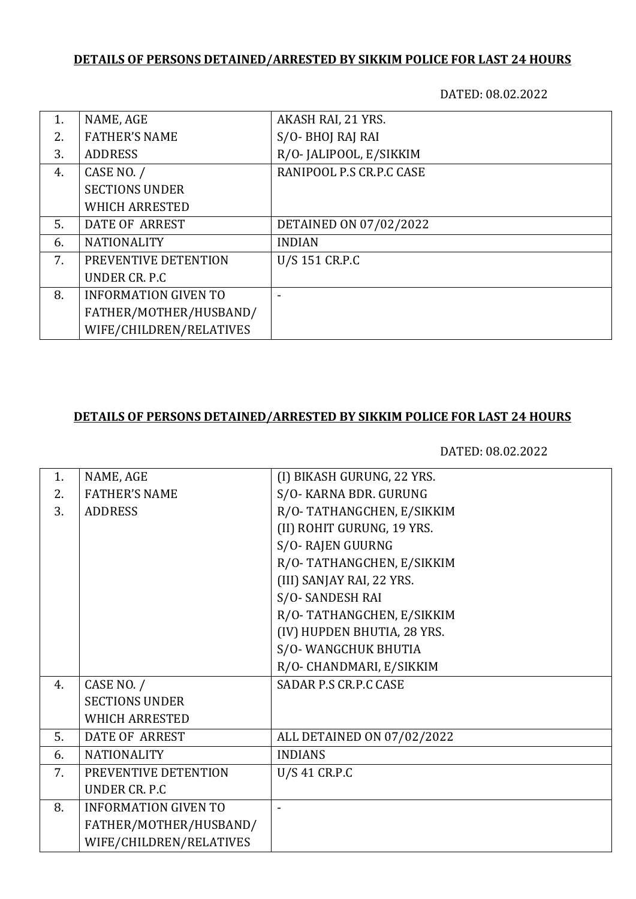**DETAILS OF PERSONS DETAINED/ARRESTED BY SIKKIM POLICE FOR LAST 24 HOURS**

DATED: 08.02.2022

| | | |
|---|---|---|
| 1.<br>2.<br>3. | NAME, AGE<br>FATHER'S NAME<br>ADDRESS | AKASH RAI, 21 YRS.<br>S/O- BHOJ RAJ RAI<br>R/O- JALIPOOL, E/SIKKIM |
| 4. | CASE NO. /<br>SECTIONS UNDER<br>WHICH ARRESTED | RANIPOOL P.S CR.P.C CASE |
| 5. | DATE OF ARREST | DETAINED ON 07/02/2022 |
| 6. | NATIONALITY | INDIAN |
| 7. | PREVENTIVE DETENTION<br>UNDER CR. P.C | U/S 151 CR.P.C |
| 8. | INFORMATION GIVEN TO<br>FATHER/MOTHER/HUSBAND/<br>WIFE/CHILDREN/RELATIVES | - |

**DETAILS OF PERSONS DETAINED/ARRESTED BY SIKKIM POLICE FOR LAST 24 HOURS**

DATED: 08.02.2022

| | | |
|---|---|---|
| 1.<br>2.<br>3. | NAME, AGE<br>FATHER'S NAME<br>ADDRESS | (I) BIKASH GURUNG, 22 YRS.<br>S/O- KARNA BDR. GURUNG<br>R/O- TATHANGCHEN, E/SIKKIM<br>(II) ROHIT GURUNG, 19 YRS.<br>S/O- RAJEN GUURNG<br>R/O- TATHANGCHEN, E/SIKKIM<br>(III) SANJAY RAI, 22 YRS.<br>S/O- SANDESH RAI<br>R/O- TATHANGCHEN, E/SIKKIM<br>(IV) HUPDEN BHUTIA, 28 YRS.<br>S/O- WANGCHUK BHUTIA<br>R/O- CHANDMARI, E/SIKKIM |
| 4. | CASE NO. /<br>SECTIONS UNDER<br>WHICH ARRESTED | SADAR P.S CR.P.C CASE |
| 5. | DATE OF ARREST | ALL DETAINED ON 07/02/2022 |
| 6. | NATIONALITY | INDIANS |
| 7. | PREVENTIVE DETENTION<br>UNDER CR. P.C | U/S 41 CR.P.C |
| 8. | INFORMATION GIVEN TO<br>FATHER/MOTHER/HUSBAND/<br>WIFE/CHILDREN/RELATIVES | - |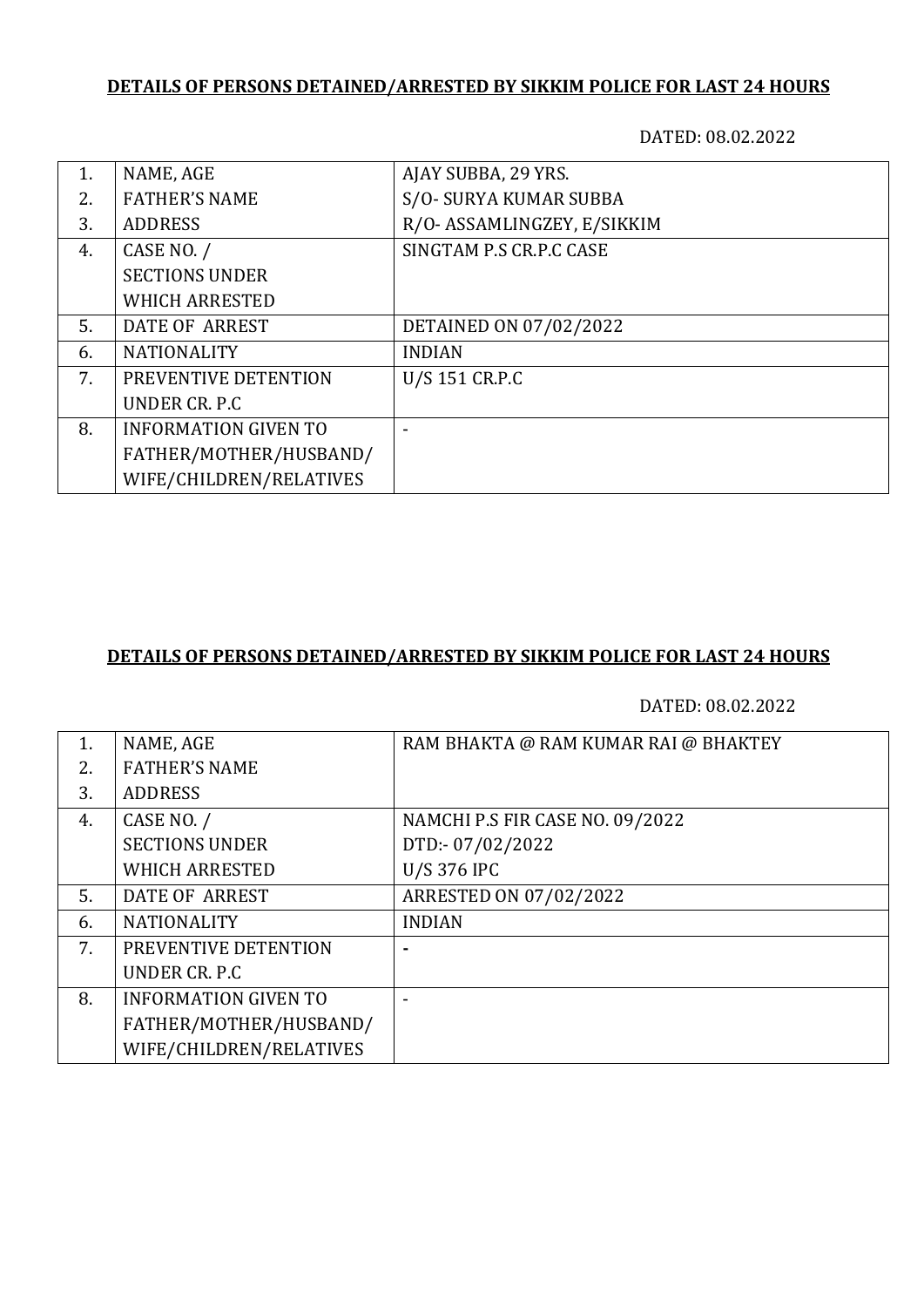**DETAILS OF PERSONS DETAINED/ARRESTED BY SIKKIM POLICE FOR LAST 24 HOURS**

DATED: 08.02.2022

| | | |
|---|---|---|
| 1.<br>2.<br>3. | NAME, AGE<br>FATHER'S NAME<br>ADDRESS | AJAY SUBBA, 29 YRS.<br>S/O- SURYA KUMAR SUBBA<br>R/O- ASSAMLINGZEY, E/SIKKIM |
| 4. | CASE NO. /<br>SECTIONS UNDER<br>WHICH ARRESTED | SINGTAM P.S CR.P.C CASE |
| 5. | DATE OF ARREST | DETAINED ON 07/02/2022 |
| 6. | NATIONALITY | INDIAN |
| 7. | PREVENTIVE DETENTION<br>UNDER CR. P.C | U/S 151 CR.P.C |
| 8. | INFORMATION GIVEN TO<br>FATHER/MOTHER/HUSBAND/<br>WIFE/CHILDREN/RELATIVES | - |

**DETAILS OF PERSONS DETAINED/ARRESTED BY SIKKIM POLICE FOR LAST 24 HOURS**

DATED: 08.02.2022

| | | |
|---|---|---|
| 1.<br>2.<br>3. | NAME, AGE<br>FATHER'S NAME<br>ADDRESS | RAM BHAKTA @ RAM KUMAR RAI @ BHAKTEY |
| 4. | CASE NO. /<br>SECTIONS UNDER<br>WHICH ARRESTED | NAMCHI P.S FIR CASE NO. 09/2022<br>DTD:- 07/02/2022<br>U/S 376 IPC |
| 5. | DATE OF ARREST | ARRESTED ON 07/02/2022 |
| 6. | NATIONALITY | INDIAN |
| 7. | PREVENTIVE DETENTION<br>UNDER CR. P.C | - |
| 8. | INFORMATION GIVEN TO<br>FATHER/MOTHER/HUSBAND/<br>WIFE/CHILDREN/RELATIVES | - |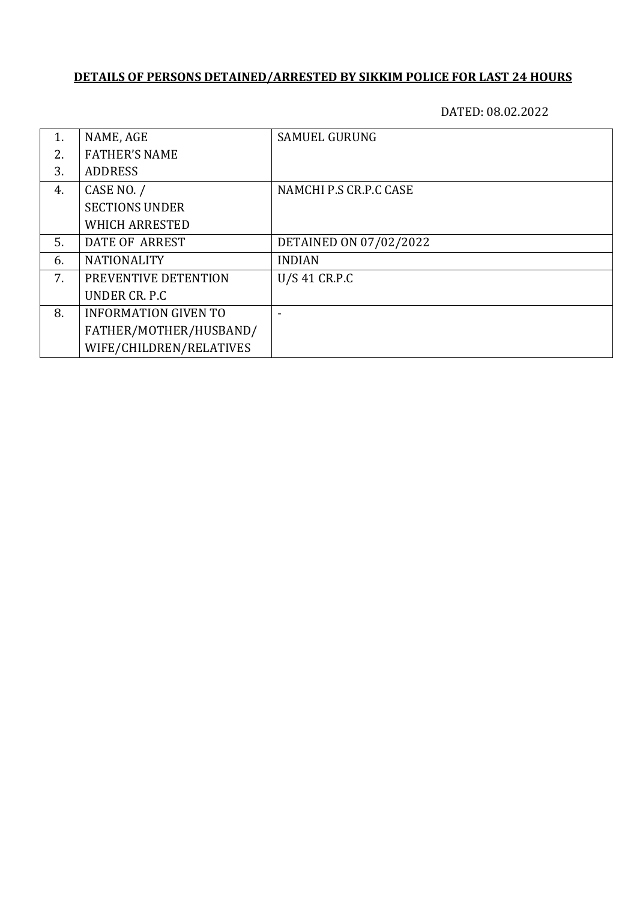**DETAILS OF PERSONS DETAINED/ARRESTED BY SIKKIM POLICE FOR LAST 24 HOURS**

DATED: 08.02.2022

| | | |
|---|---|---|
| 1.<br>2.<br>3. | NAME, AGE<br>FATHER'S NAME<br>ADDRESS | SAMUEL GURUNG |
| 4. | CASE NO. /<br>SECTIONS UNDER<br>WHICH ARRESTED | NAMCHI P.S CR.P.C CASE |
| 5. | DATE OF ARREST | DETAINED ON 07/02/2022 |
| 6. | NATIONALITY | INDIAN |
| 7. | PREVENTIVE DETENTION<br>UNDER CR. P.C | U/S 41 CR.P.C |
| 8. | INFORMATION GIVEN TO<br>FATHER/MOTHER/HUSBAND/<br>WIFE/CHILDREN/RELATIVES | - |